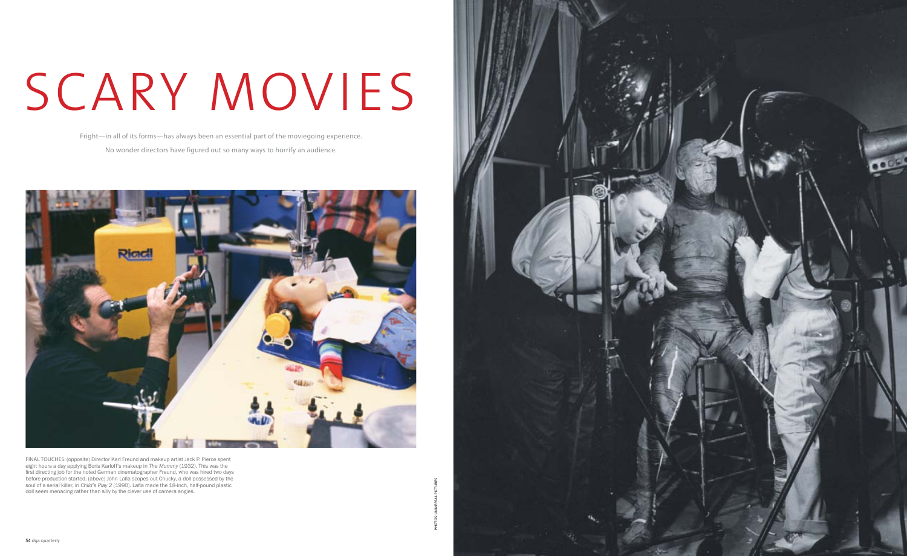# SCARY MOVIES

Fright—in all of its forms—has always been an essential part of the moviegoing experience.

No wonder directors have figured out so many ways to horrify an audience.

FINAL TOUCHES: (opposite) Director Karl Freund and makeup artist Jack P. Pierce spent eight hours a day applying Boris Karloff's makeup in *The Mummy* (1932). This was the first directing job for the noted German cinematographer Freund, who was hired two days before production started. (above) John Lafia scopes out Chucky, a doll possessed by the soul of a serial killer, in *Child's Play 2* (1990). Lafia made the 18-inch, half-pound plastic doll seem menacing rather than silly by the clever use of camera angles.

PHOTOS: UNIVERSAL PICTURES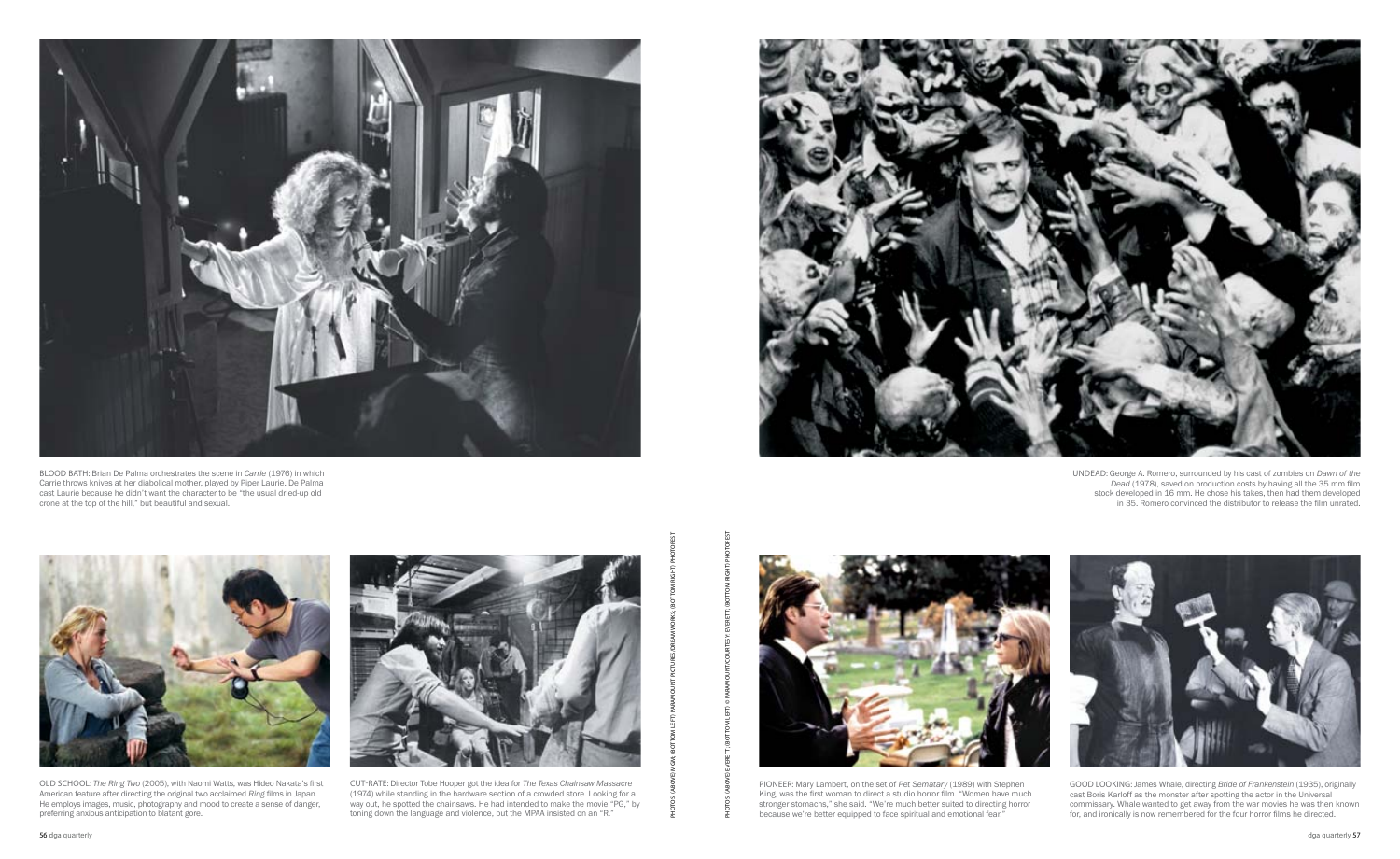BLOOD BATH: Brian De Palma orchestrates the scene in *Carrie* (1976) in which Carrie throws knives at her diabolical mother, played by Piper Laurie. De Palma cast Laurie because he didn't want the character to be "the usual dried-up old crone at the top of the hill," but beautiful and sexual.

UNDEAD: George A. Romero, surrounded by his cast of zombies on *Dawn of the Dead* (1978), saved on production costs by having all the 35 mm film stock developed in 16 mm. He chose his takes, then had them developed in 35. Romero convinced the distributor to release the film unrated.

OLD SCHOOL: *The Ring Two* (2005), with Naomi Watts, was Hideo Nakata's first American feature after directing the original two acclaimed *Ring* films in Japan. He employs images, music, photography and mood to create a sense of danger, preferring anxious anticipation to blatant gore.

CUT-RATE: Director Tobe Hooper got the idea for *The Texas Chainsaw Massacre* (1974) while standing in the hardware section of a crowded store. Looking for a way out, he spotted the chainsaws. He had intended to make the movie "PG," by toning down the language and violence, but the MPAA insisted on an "R."

PHOTOS: (ABOVE) MGM; (BOTTOM LEFT) PARAMOUNT PICTURES/DREAMWORKS; (BOTTOM RIGHT) PHOTOFEST

PHOTOS: (ABOVE) EVERETT; (BOTTOM LEFT) © PARAMOUNT/COURTESY EVERETT; (BOTTOM RIGHT) PHOTOFEST

PIONEER: Mary Lambert, on the set of *Pet Sematary* (1989) with Stephen King, was the first woman to direct a studio horror film. "Women have much stronger stomachs," she said. "We're much better suited to directing horror because we're better equipped to face spiritual and emotional fear."

GOOD LOOKING: James Whale, directing *Bride of Frankenstein* (1935), originally cast Boris Karloff as the monster after spotting the actor in the Universal commissary. Whale wanted to get away from the war movies he was then known for, and ironically is now remembered for the four horror films he directed.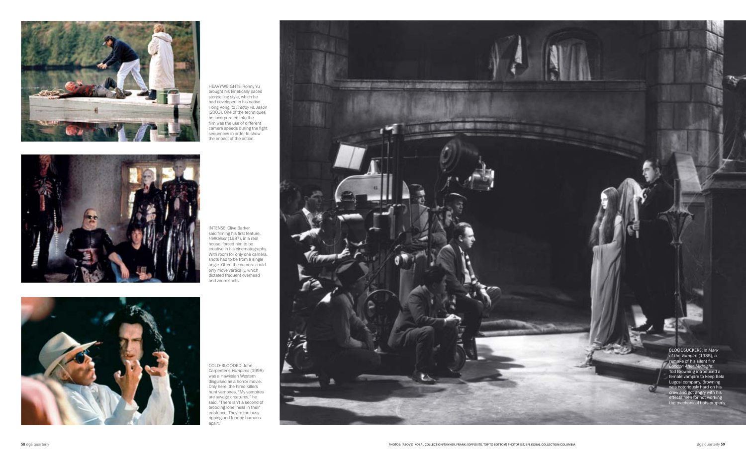HEAVYWEIGHTS: Ronny Yu brought his kinetically paced storytelling style, which he had developed in his native Hong Kong, to *Freddy vs. Jason* (2003). One of the techniques he incorporated into the film was the use of different camera speeds during the fight sequences in order to show the impact of the action.

INTENSE: Clive Barker said filming his first feature, *Hellraiser* (1987), in a real house, forced him to be creative in his cinematography. With room for only one camera, shots had to be from a single angle. Often the camera could only move vertically, which dictated frequent overhead and zoom shots.

COLD-BLOODED: John Carpenter's *Vampires* (1998) was a Hawksian Western disguised as a horror movie. Only here, the hired killers hunt vampires. "My vampires are savage creatures," he said. "There isn't a second of brooding loneliness in their existence. They're too busy ripping and tearing humans apart."

BLOODSUCKERS: In *Mark of the Vampire* (1935), a remake of his silent film *London After Midnight*, Tod Browning introduced a female vampire to keep Bela Lugosi company. Browning was notoriously hard on his crew and got angry with his effects men for not working the mechanical bats properly.

PHOTOS: (ABOVE) KOBAL COLLECTION/TANNER, FRANK; (OPPOSITE, TOP TO BOTTOM) PHOTOFEST, BFI, KOBAL COLLECTION/COLUMBIA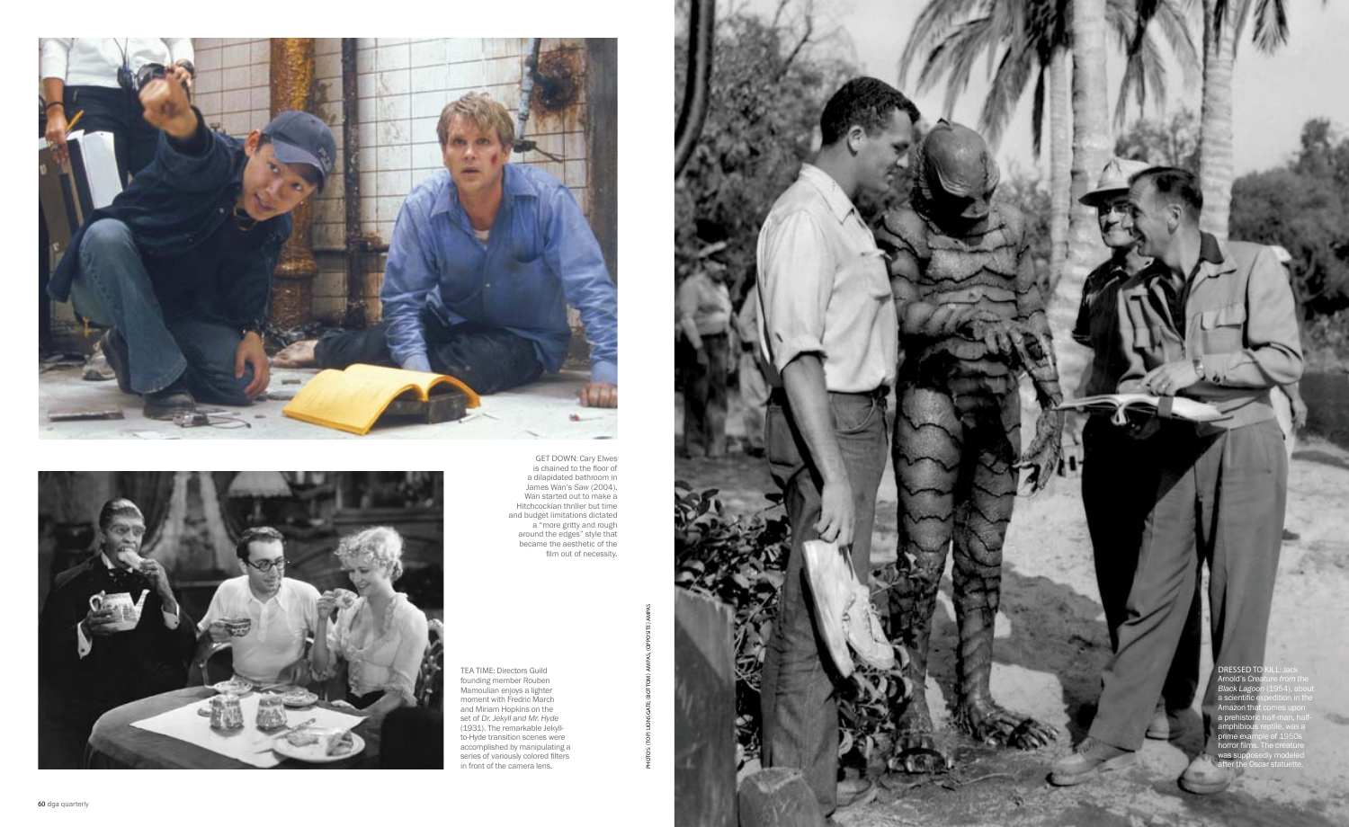GET DOWN: Cary Elwes is chained to the floor of a dilapidated bathroom in James Wan's *Saw* (2004). Wan started out to make a Hitchcockian thriller but time and budget limitations dictated a "more gritty and rough around the edges" style that became the aesthetic of the film out of necessity.

TEA TIME: Directors Guild founding member Rouben Mamoulian enjoys a lighter moment with Fredric March and Miriam Hopkins on the set of *Dr. Jekyll and Mr. Hyde* (1931). The remarkable Jekyll-to-Hyde transition scenes were accomplished by manipulating a series of variously colored filters in front of the camera lens.

PHOTOS: (TOP) LIONSGATE; (BOTTOM) AMPAS; OPPOSITE: AMPAS

DRESSED TO KILL: Jack Arnold's *Creature from the Black Lagoon* (1954), about a scientific expedition in the Amazon that comes upon a prehistoric half-man, half-amphibious reptile, was a prime example of 1950s horror films. The creature was supposedly modeled after the Oscar statuette.